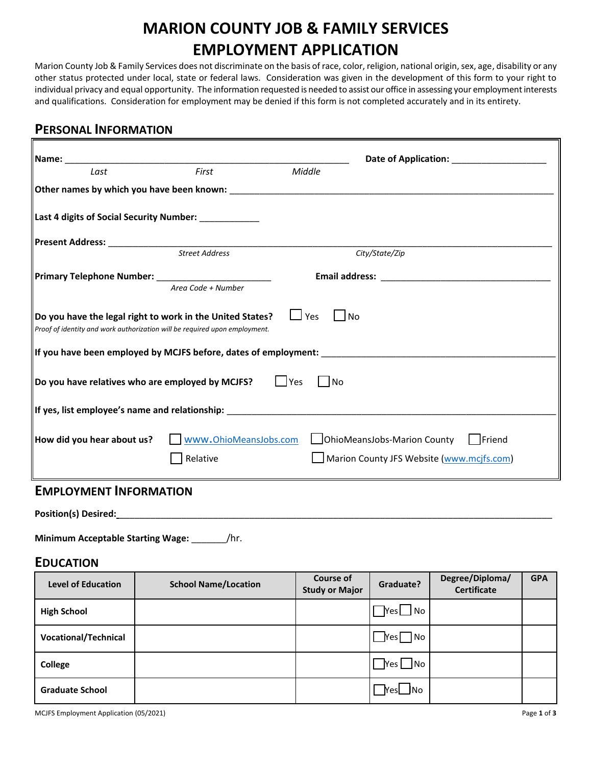# MARION COUNTY JOB & FAMILY SERVICES
# EMPLOYMENT APPLICATION

Marion County Job & Family Services does not discriminate on the basis of race, color, religion, national origin, sex, age, disability or any other status protected under local, state or federal laws. Consideration was given in the development of this form to your right to individual privacy and equal opportunity. The information requested is needed to assist our office in assessing your employment interests and qualifications. Consideration for employment may be denied if this form is not completed accurately and in its entirety.

## PERSONAL INFORMATION

**Name:** ______________________________________________ **Date of Application:** ________________

*Last* *First* *Middle*

**Other names by which you have been known:** ________________________________________________

**Last 4 digits of Social Security Number:** ___________

**Present Address:** ________________________________________________________________________

*Street Address* *City/State/Zip*

**Primary Telephone Number:** _____________________ **Email address:** ______________________________

*Area Code + Number*

**Do you have the legal right to work in the United States?** ☐ Yes ☐ No

*Proof of identity and work authorization will be required upon employment.*

**If you have been employed by MCJFS before, dates of employment:** ______________________________

**Do you have relatives who are employed by MCJFS?** ☐ Yes ☐ No

**If yes, list employee's name and relationship:** _______________________________________________

**How did you hear us?** ☐ www.OhioMeansJobs.com ☐ OhioMeansJobs-Marion County ☐ Friend ☐ Relative ☐ Marion County JFS Website (www.mcjfs.com)

## EMPLOYMENT INFORMATION

**Position(s) Desired:** ___________________________________________________________________

**Minimum Acceptable Starting Wage:** _______/hr.

## EDUCATION

| Level of Education | School Name/Location | Course of Study or Major | Graduate? | Degree/Diploma/ Certificate | GPA |
|---|---|---|---|---|---|
| **High School** | | | ☐ Yes ☐ No | | |
| **Vocational/Technical** | | | ☐ Yes ☐ No | | |
| **College** | | | ☐ Yes ☐ No | | |
| **Graduate School** | | | ☐ Yes ☐ No | | |

MCJFS Employment Application (05/2021)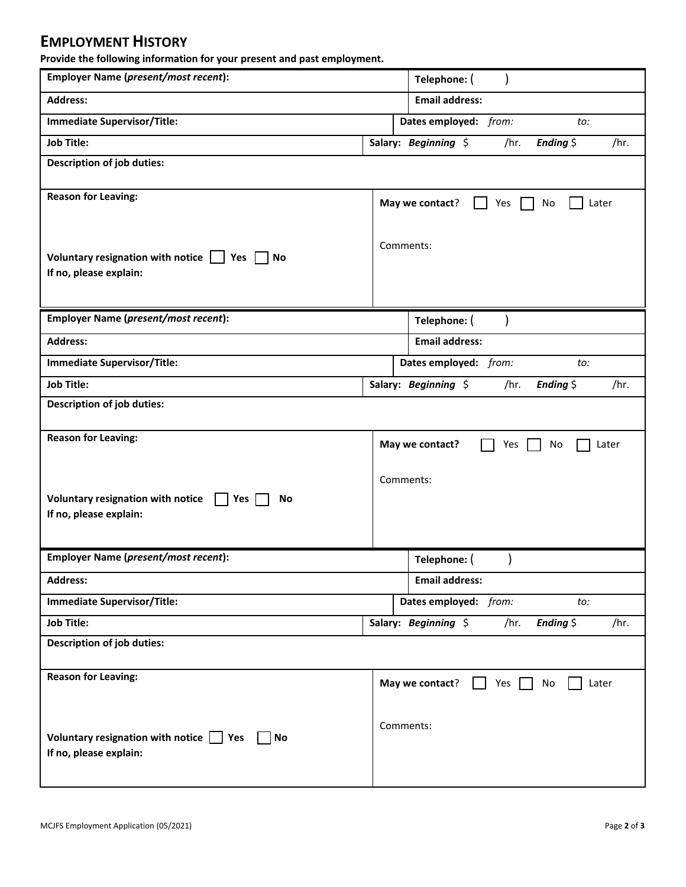## EMPLOYMENT HISTORY

**Provide the following information for your present and past employment.**

| | |
|---|---|
| **Employer Name (*present/most recent*):** | **Telephone:** (      ) |
| **Address:** | **Email address:** |
| **Immediate Supervisor/Title:** | **Dates employed:** *from:*      *to:* |
| **Job Title:** | **Salary:** ***Beginning*** $      /hr.   ***Ending*** $      /hr. |
| **Description of job duties:** | |
| **Reason for Leaving:**<br><br>**Voluntary resignation with notice** ☐ **Yes** ☐ **No**<br>**If no, please explain:** | **May we contact**? ☐ Yes ☐ No ☐ Later<br><br>Comments: |

| | |
|---|---|
| **Employer Name (*present/most recent*):** | **Telephone:** (      ) |
| **Address:** | **Email address:** |
| **Immediate Supervisor/Title:** | **Dates employed:** *from:*      *to:* |
| **Job Title:** | **Salary:** ***Beginning*** $      /hr.   ***Ending*** $      /hr. |
| **Description of job duties:** | |
| **Reason for Leaving:**<br><br>**Voluntary resignation with notice** ☐ **Yes** ☐ **No**<br>**If no, please explain:** | **May we contact?** ☐ Yes ☐ No ☐ Later<br><br>Comments: |

| | |
|---|---|
| **Employer Name (*present/most recent*):** | **Telephone:** (      ) |
| **Address:** | **Email address:** |
| **Immediate Supervisor/Title:** | **Dates employed:** *from:*      *to:* |
| **Job Title:** | **Salary:** ***Beginning*** $      /hr.   ***Ending*** $      /hr. |
| **Description of job duties:** | |
| **Reason for Leaving:**<br><br>**Voluntary resignation with notice** ☐ **Yes** ☐ **No**<br>**If no, please explain:** | **May we contact**? ☐ Yes ☐ No ☐ Later<br><br>Comments: |

MCJFS Employment Application (05/2021)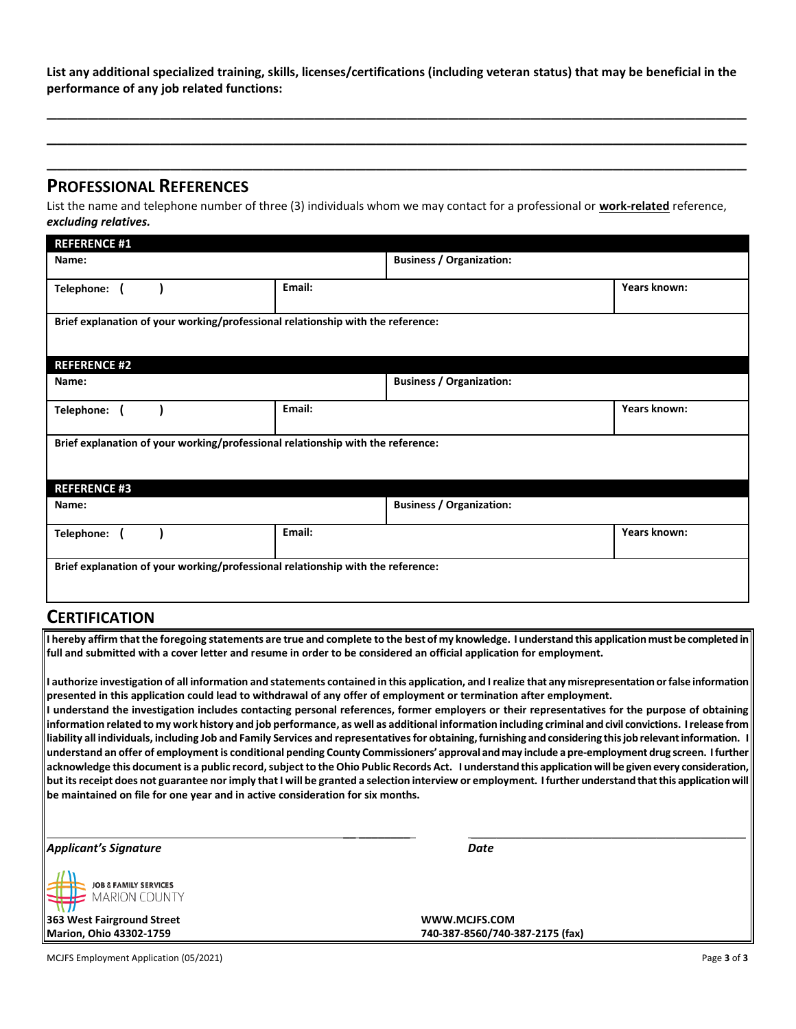**List any additional specialized training, skills, licenses/certifications (including veteran status) that may be beneficial in the performance of any job related functions:**

______________________________________________________________________________

______________________________________________________________________________

______________________________________________________________________________

## PROFESSIONAL REFERENCES

List the name and telephone number of three (3) individuals whom we may contact for a professional or **work-related** reference, ***excluding relatives.***

| **REFERENCE #1** | | |
|---|---|---|
| **Name:** | **Business / Organization:** | |
| **Telephone: (     )** | **Email:** | **Years known:** |
| **Brief explanation of your working/professional relationship with the reference:** | | |

| **REFERENCE #2** | | |
|---|---|---|
| **Name:** | **Business / Organization:** | |
| **Telephone: (     )** | **Email:** | **Years known:** |
| **Brief explanation of your working/professional relationship with the reference:** | | |

| **REFERENCE #3** | | |
|---|---|---|
| **Name:** | **Business / Organization:** | |
| **Telephone: (     )** | **Email:** | **Years known:** |
| **Brief explanation of your working/professional relationship with the reference:** | | |

## CERTIFICATION

**I hereby affirm that the foregoing statements are true and complete to the best of my knowledge. I understand this application must be completed in full and submitted with a cover letter and resume in order to be considered an official application for employment.**

**I authorize investigation of all information and statements contained in this application, and I realize that any misrepresentation or false information presented in this application could lead to withdrawal of any offer of employment or termination after employment.**
**I understand the investigation includes contacting personal references, former employers or their representatives for the purpose of obtaining information related to my work history and job performance, as well as additional information including criminal and civil convictions. I release from liability all individuals, including Job and Family Services and representatives for obtaining, furnishing and considering this job relevant information. I understand an offer of employment is conditional pending County Commissioners' approval and may include a pre-employment drug screen. I further acknowledge this document is a public record, subject to the Ohio Public Records Act. I understand this application will be given every consideration, but its receipt does not guarantee nor imply that I will be granted a selection interview or employment. I further understand that this application will be maintained on file for one year and in active consideration for six months.**

______________________________________ ______________________________________

***Applicant's Signature*** ***Date***

JOB & FAMILY SERVICES
MARION COUNTY

**363 West Fairground Street**
**Marion, Ohio 43302-1759**

**WWW.MCJFS.COM**
**740-387-8560/740-387-2175 (fax)**

MCJFS Employment Application (05/2021)